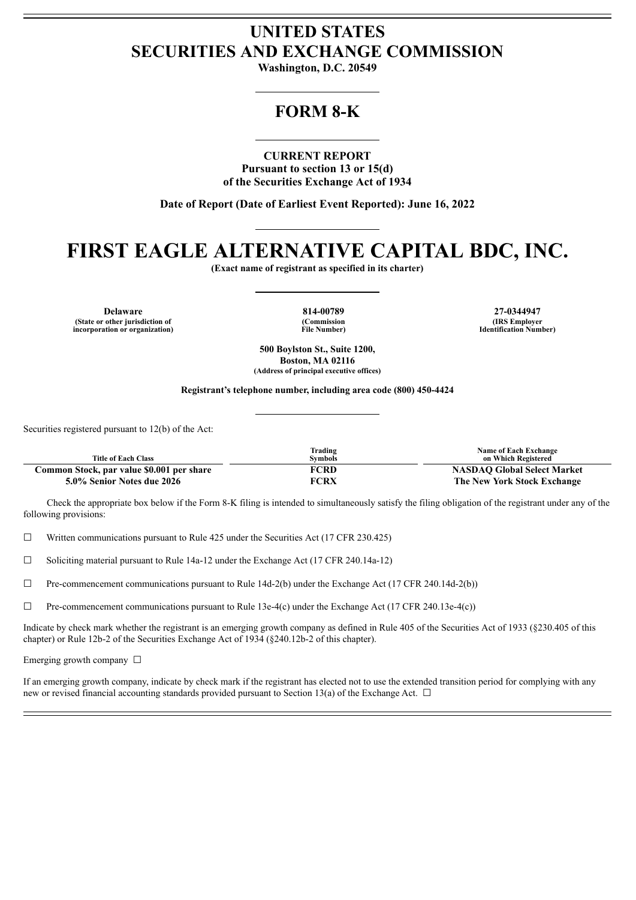# UNITED STATES
# SECURITIES AND EXCHANGE COMMISSION

**Washington, D.C. 20549**

## FORM 8-K

**CURRENT REPORT**
**Pursuant to section 13 or 15(d)**
**of the Securities Exchange Act of 1934**

**Date of Report (Date of Earliest Event Reported): June 16, 2022**

# FIRST EAGLE ALTERNATIVE CAPITAL BDC, INC.

**(Exact name of registrant as specified in its charter)**

| Delaware | 814-00789 | 27-0344947 |
|---|---|---|
| (State or other jurisdiction of incorporation or organization) | (Commission File Number) | (IRS Employer Identification Number) |

**500 Boylston St., Suite 1200,**
**Boston, MA 02116**
**(Address of principal executive offices)**

**Registrant's telephone number, including area code (800) 450-4424**

Securities registered pursuant to 12(b) of the Act:

| Title of Each Class | Trading Symbols | Name of Each Exchange on Which Registered |
|---|---|---|
| **Common Stock, par value $0.001 per share** | **FCRD** | **NASDAQ Global Select Market** |
| **5.0% Senior Notes due 2026** | **FCRX** | **The New York Stock Exchange** |

Check the appropriate box below if the Form 8-K filing is intended to simultaneously satisfy the filing obligation of the registrant under any of the following provisions:

☐ Written communications pursuant to Rule 425 under the Securities Act (17 CFR 230.425)

☐ Soliciting material pursuant to Rule 14a-12 under the Exchange Act (17 CFR 240.14a-12)

☐ Pre-commencement communications pursuant to Rule 14d-2(b) under the Exchange Act (17 CFR 240.14d-2(b))

☐ Pre-commencement communications pursuant to Rule 13e-4(c) under the Exchange Act (17 CFR 240.13e-4(c))

Indicate by check mark whether the registrant is an emerging growth company as defined in Rule 405 of the Securities Act of 1933 (§230.405 of this chapter) or Rule 12b-2 of the Securities Exchange Act of 1934 (§240.12b-2 of this chapter).

Emerging growth company ☐

If an emerging growth company, indicate by check mark if the registrant has elected not to use the extended transition period for complying with any new or revised financial accounting standards provided pursuant to Section 13(a) of the Exchange Act. ☐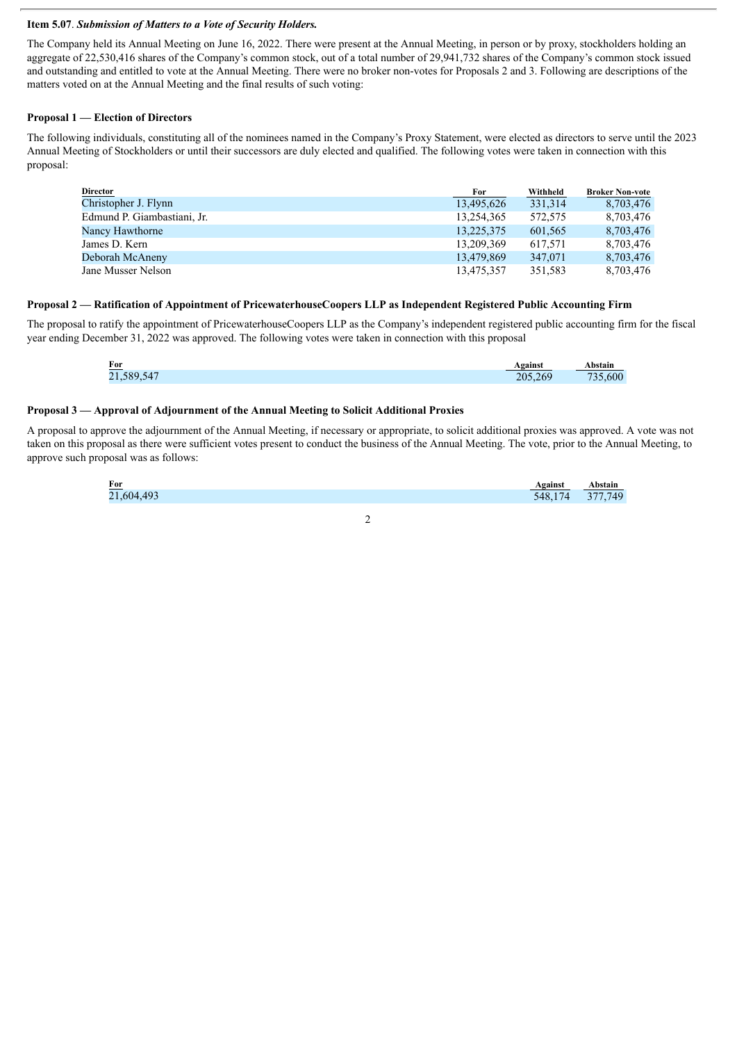**Item 5.07**. ***Submission of Matters to a Vote of Security Holders.***

The Company held its Annual Meeting on June 16, 2022. There were present at the Annual Meeting, in person or by proxy, stockholders holding an aggregate of 22,530,416 shares of the Company's common stock, out of a total number of 29,941,732 shares of the Company's common stock issued and outstanding and entitled to vote at the Annual Meeting. There were no broker non-votes for Proposals 2 and 3. Following are descriptions of the matters voted on at the Annual Meeting and the final results of such voting:

**Proposal 1 — Election of Directors**

The following individuals, constituting all of the nominees named in the Company's Proxy Statement, were elected as directors to serve until the 2023 Annual Meeting of Stockholders or until their successors are duly elected and qualified. The following votes were taken in connection with this proposal:

| Director | For | Withheld | Broker Non-vote |
| --- | --- | --- | --- |
| Christopher J. Flynn | 13,495,626 | 331,314 | 8,703,476 |
| Edmund P. Giambastiani, Jr. | 13,254,365 | 572,575 | 8,703,476 |
| Nancy Hawthorne | 13,225,375 | 601,565 | 8,703,476 |
| James D. Kern | 13,209,369 | 617,571 | 8,703,476 |
| Deborah McAneny | 13,479,869 | 347,071 | 8,703,476 |
| Jane Musser Nelson | 13,475,357 | 351,583 | 8,703,476 |

**Proposal 2 — Ratification of Appointment of PricewaterhouseCoopers LLP as Independent Registered Public Accounting Firm**

The proposal to ratify the appointment of PricewaterhouseCoopers LLP as the Company's independent registered public accounting firm for the fiscal year ending December 31, 2022 was approved. The following votes were taken in connection with this proposal

| For | Against | Abstain |
| --- | --- | --- |
| 21,589,547 | 205,269 | 735,600 |

**Proposal 3 — Approval of Adjournment of the Annual Meeting to Solicit Additional Proxies**

A proposal to approve the adjournment of the Annual Meeting, if necessary or appropriate, to solicit additional proxies was approved. A vote was not taken on this proposal as there were sufficient votes present to conduct the business of the Annual Meeting. The vote, prior to the Annual Meeting, to approve such proposal was as follows:

| For | Against | Abstain |
| --- | --- | --- |
| 21,604,493 | 548,174 | 377,749 |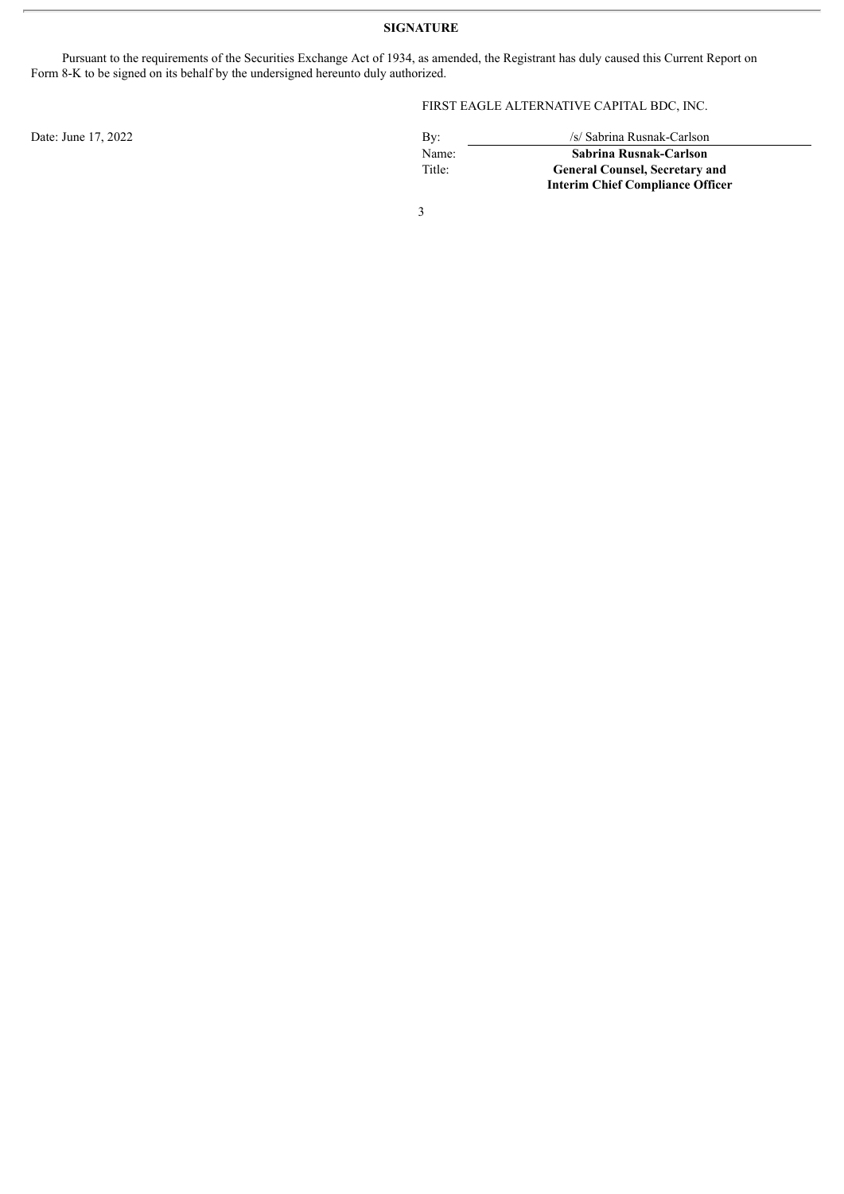**SIGNATURE**

Pursuant to the requirements of the Securities Exchange Act of 1934, as amended, the Registrant has duly caused this Current Report on Form 8-K to be signed on its behalf by the undersigned hereunto duly authorized.

FIRST EAGLE ALTERNATIVE CAPITAL BDC, INC.

Date: June 17, 2022

| | |
|---|---|
| By: | /s/ Sabrina Rusnak-Carlson |
| Name: | **Sabrina Rusnak-Carlson** |
| Title: | **General Counsel, Secretary and Interim Chief Compliance Officer** |